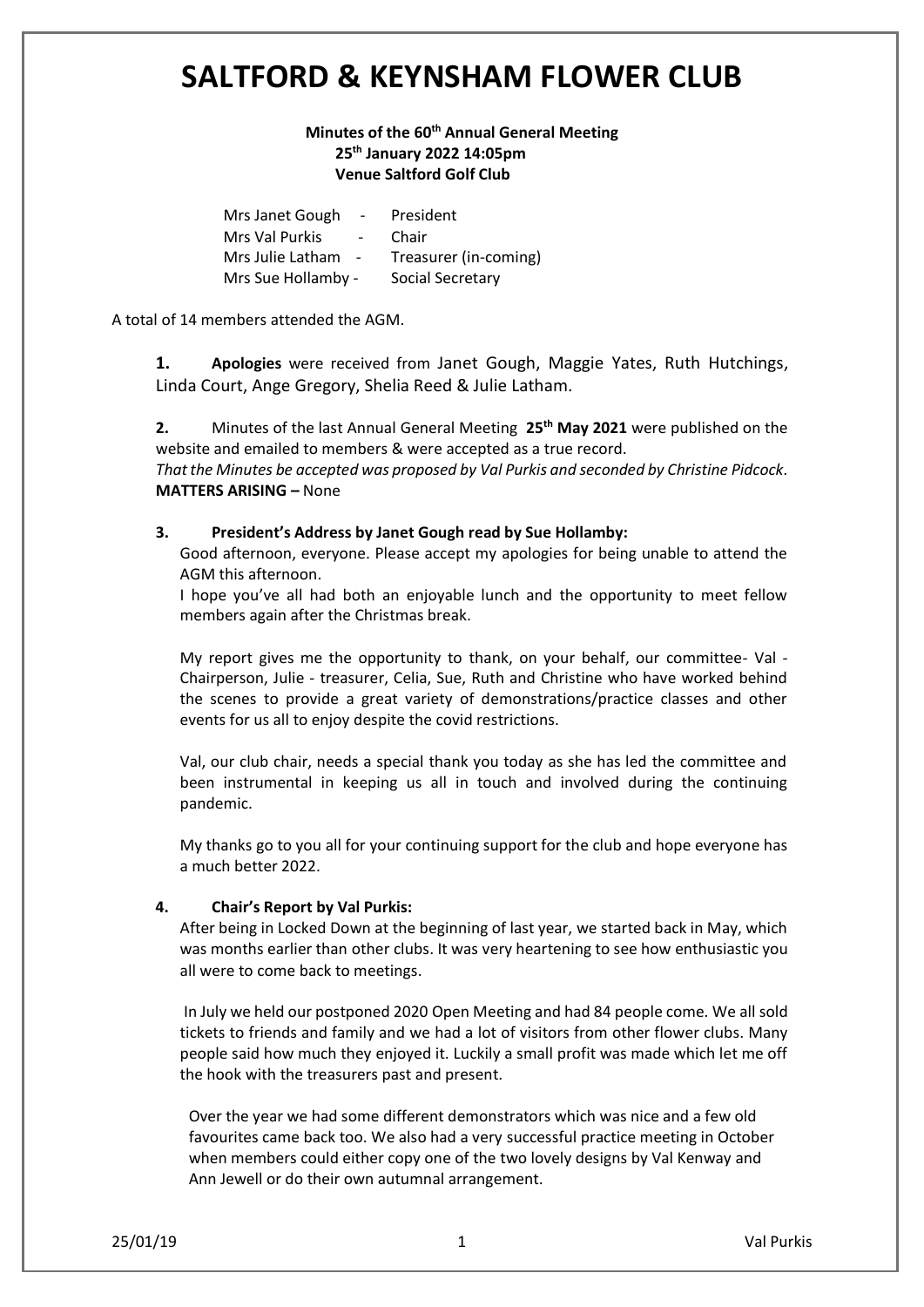# SALTFORD & KEYNSHAM FLOWER CLUB

**Minutes of the 60th Annual General Meeting**
**25th January 2022 14:05pm**
**Venue Saltford Golf Club**

Mrs Janet Gough - President
Mrs Val Purkis - Chair
Mrs Julie Latham - Treasurer (in-coming)
Mrs Sue Hollamby - Social Secretary

A total of 14 members attended the AGM.

**1.** **Apologies** were received from Janet Gough, Maggie Yates, Ruth Hutchings, Linda Court, Ange Gregory, Shelia Reed & Julie Latham.

**2.** Minutes of the last Annual General Meeting **25th May 2021** were published on the website and emailed to members & were accepted as a true record.
*That the Minutes be accepted was proposed by Val Purkis and seconded by Christine Pidcock.*
**MATTERS ARISING –** None

**3. President's Address by Janet Gough read by Sue Hollamby:**

Good afternoon, everyone. Please accept my apologies for being unable to attend the AGM this afternoon.
I hope you've all had both an enjoyable lunch and the opportunity to meet fellow members again after the Christmas break.

My report gives me the opportunity to thank, on your behalf, our committee- Val - Chairperson, Julie - treasurer, Celia, Sue, Ruth and Christine who have worked behind the scenes to provide a great variety of demonstrations/practice classes and other events for us all to enjoy despite the covid restrictions.

Val, our club chair, needs a special thank you today as she has led the committee and been instrumental in keeping us all in touch and involved during the continuing pandemic.

My thanks go to you all for your continuing support for the club and hope everyone has a much better 2022.

**4. Chair's Report by Val Purkis:**

After being in Locked Down at the beginning of last year, we started back in May, which was months earlier than other clubs. It was very heartening to see how enthusiastic you all were to come back to meetings.

In July we held our postponed 2020 Open Meeting and had 84 people come. We all sold tickets to friends and family and we had a lot of visitors from other flower clubs. Many people said how much they enjoyed it. Luckily a small profit was made which let me off the hook with the treasurers past and present.

Over the year we had some different demonstrators which was nice and a few old favourites came back too. We also had a very successful practice meeting in October when members could either copy one of the two lovely designs by Val Kenway and Ann Jewell or do their own autumnal arrangement.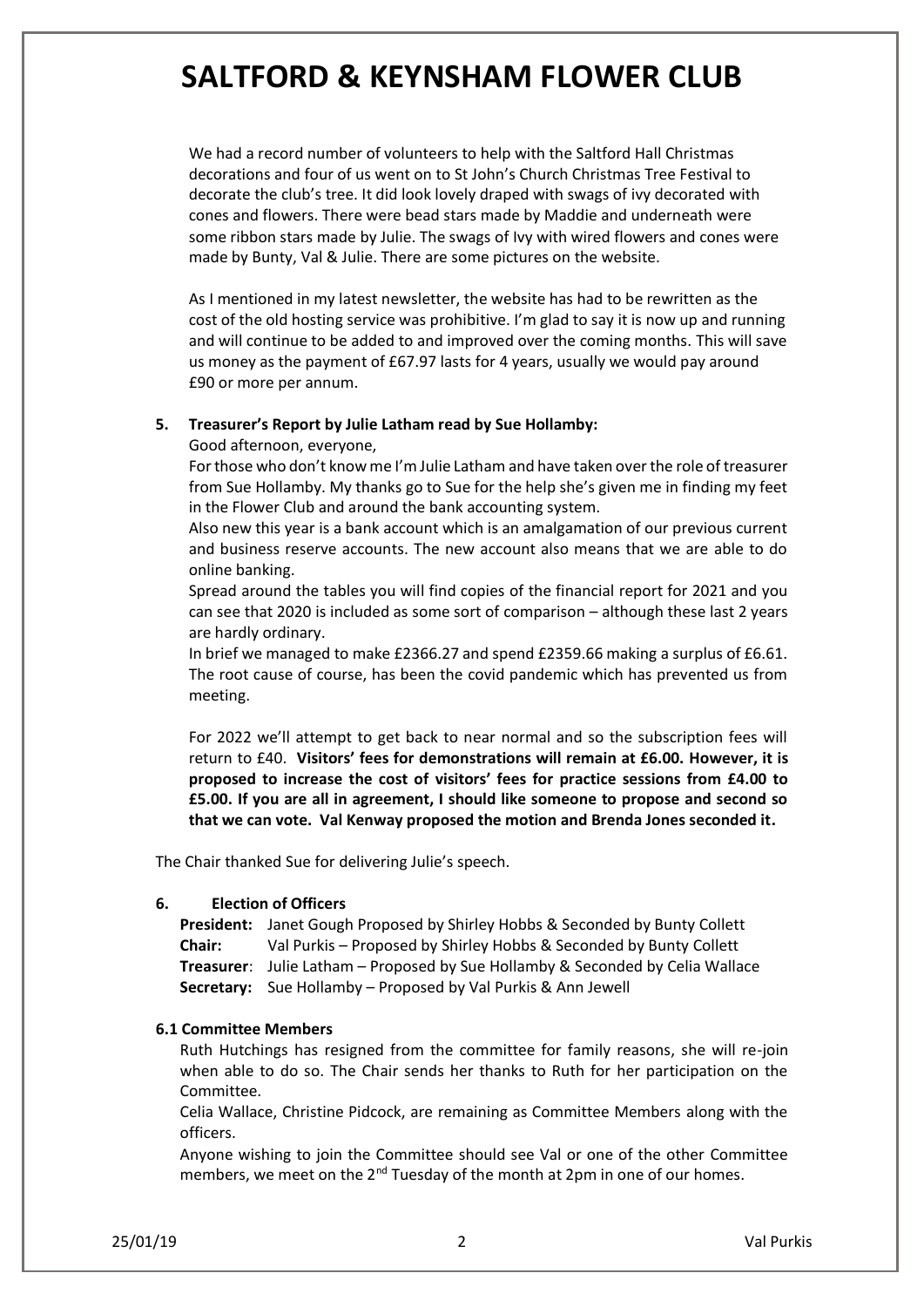# SALTFORD & KEYNSHAM FLOWER CLUB

We had a record number of volunteers to help with the Saltford Hall Christmas decorations and four of us went on to St John's Church Christmas Tree Festival to decorate the club's tree. It did look lovely draped with swags of ivy decorated with cones and flowers. There were bead stars made by Maddie and underneath were some ribbon stars made by Julie. The swags of Ivy with wired flowers and cones were made by Bunty, Val & Julie. There are some pictures on the website.

As I mentioned in my latest newsletter, the website has had to be rewritten as the cost of the old hosting service was prohibitive. I'm glad to say it is now up and running and will continue to be added to and improved over the coming months. This will save us money as the payment of £67.97 lasts for 4 years, usually we would pay around £90 or more per annum.

**5. Treasurer's Report by Julie Latham read by Sue Hollamby:**

Good afternoon, everyone,

For those who don't know me I'm Julie Latham and have taken over the role of treasurer from Sue Hollamby. My thanks go to Sue for the help she's given me in finding my feet in the Flower Club and around the bank accounting system.

Also new this year is a bank account which is an amalgamation of our previous current and business reserve accounts. The new account also means that we are able to do online banking.

Spread around the tables you will find copies of the financial report for 2021 and you can see that 2020 is included as some sort of comparison – although these last 2 years are hardly ordinary.

In brief we managed to make £2366.27 and spend £2359.66 making a surplus of £6.61. The root cause of course, has been the covid pandemic which has prevented us from meeting.

For 2022 we'll attempt to get back to near normal and so the subscription fees will return to £40. **Visitors' fees for demonstrations will remain at £6.00. However, it is proposed to increase the cost of visitors' fees for practice sessions from £4.00 to £5.00. If you are all in agreement, I should like someone to propose and second so that we can vote. Val Kenway proposed the motion and Brenda Jones seconded it.**

The Chair thanked Sue for delivering Julie's speech.

**6. Election of Officers**

**President:** Janet Gough Proposed by Shirley Hobbs & Seconded by Bunty Collett
**Chair:** Val Purkis – Proposed by Shirley Hobbs & Seconded by Bunty Collett
**Treasurer**: Julie Latham – Proposed by Sue Hollamby & Seconded by Celia Wallace
**Secretary:** Sue Hollamby – Proposed by Val Purkis & Ann Jewell

**6.1 Committee Members**

Ruth Hutchings has resigned from the committee for family reasons, she will re-join when able to do so. The Chair sends her thanks to Ruth for her participation on the Committee.

Celia Wallace, Christine Pidcock, are remaining as Committee Members along with the officers.

Anyone wishing to join the Committee should see Val or one of the other Committee members, we meet on the 2nd Tuesday of the month at 2pm in one of our homes.

25/01/19 Val Purkis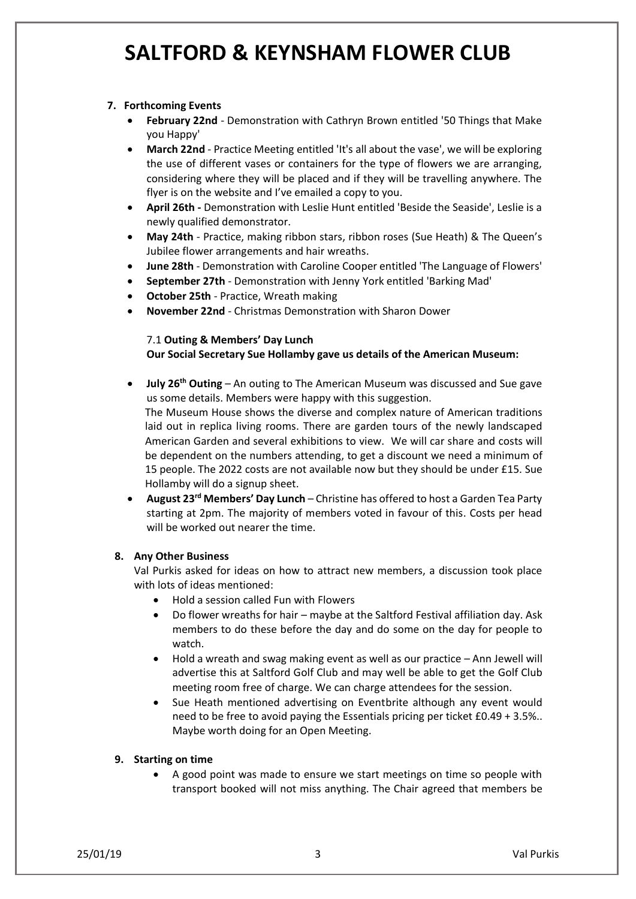# SALTFORD & KEYNSHAM FLOWER CLUB

**7. Forthcoming Events**

- **February 22nd** - Demonstration with Cathryn Brown entitled '50 Things that Make you Happy'
- **March 22nd** - Practice Meeting entitled 'It's all about the vase', we will be exploring the use of different vases or containers for the type of flowers we are arranging, considering where they will be placed and if they will be travelling anywhere. The flyer is on the website and I've emailed a copy to you.
- **April 26th -** Demonstration with Leslie Hunt entitled 'Beside the Seaside', Leslie is a newly qualified demonstrator.
- **May 24th** - Practice, making ribbon stars, ribbon roses (Sue Heath) & The Queen's Jubilee flower arrangements and hair wreaths.
- **June 28th** - Demonstration with Caroline Cooper entitled 'The Language of Flowers'
- **September 27th** - Demonstration with Jenny York entitled 'Barking Mad'
- **October 25th** - Practice, Wreath making
- **November 22nd** - Christmas Demonstration with Sharon Dower

7.1 **Outing & Members' Day Lunch**
**Our Social Secretary Sue Hollamby gave us details of the American Museum:**

- **July 26th Outing** – An outing to The American Museum was discussed and Sue gave us some details. Members were happy with this suggestion.
  The Museum House shows the diverse and complex nature of American traditions laid out in replica living rooms. There are garden tours of the newly landscaped American Garden and several exhibitions to view. We will car share and costs will be dependent on the numbers attending, to get a discount we need a minimum of 15 people. The 2022 costs are not available now but they should be under £15. Sue Hollamby will do a signup sheet.
- **August 23rd Members' Day Lunch** – Christine has offered to host a Garden Tea Party starting at 2pm. The majority of members voted in favour of this. Costs per head will be worked out nearer the time.

**8. Any Other Business**

Val Purkis asked for ideas on how to attract new members, a discussion took place with lots of ideas mentioned:

- Hold a session called Fun with Flowers
- Do flower wreaths for hair – maybe at the Saltford Festival affiliation day. Ask members to do these before the day and do some on the day for people to watch.
- Hold a wreath and swag making event as well as our practice – Ann Jewell will advertise this at Saltford Golf Club and may well be able to get the Golf Club meeting room free of charge. We can charge attendees for the session.
- Sue Heath mentioned advertising on Eventbrite although any event would need to be free to avoid paying the Essentials pricing per ticket £0.49 + 3.5%.. Maybe worth doing for an Open Meeting.

**9. Starting on time**

- A good point was made to ensure we start meetings on time so people with transport booked will not miss anything. The Chair agreed that members be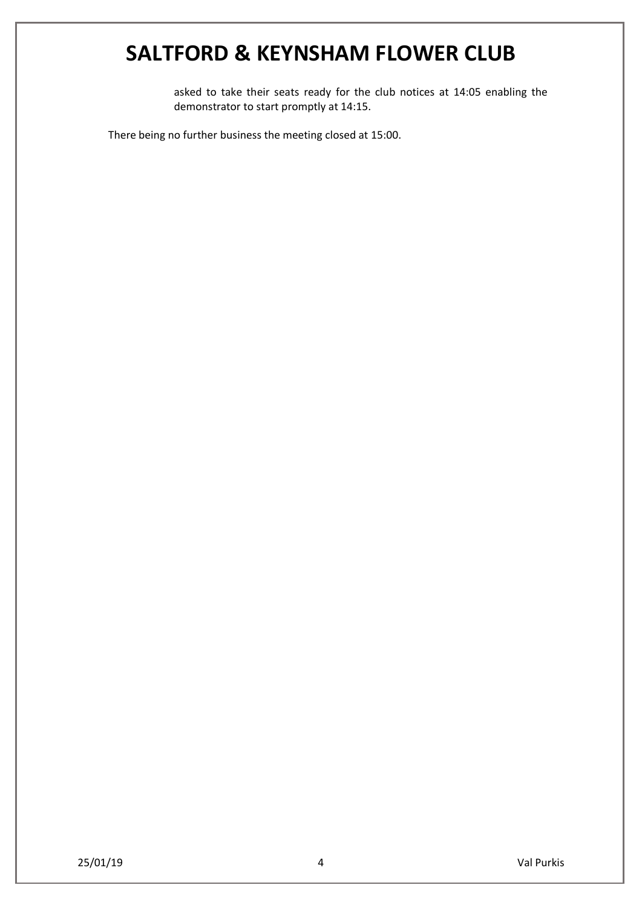asked to take their seats ready for the club notices at 14:05 enabling the demonstrator to start promptly at 14:15.

There being no further business the meeting closed at 15:00.